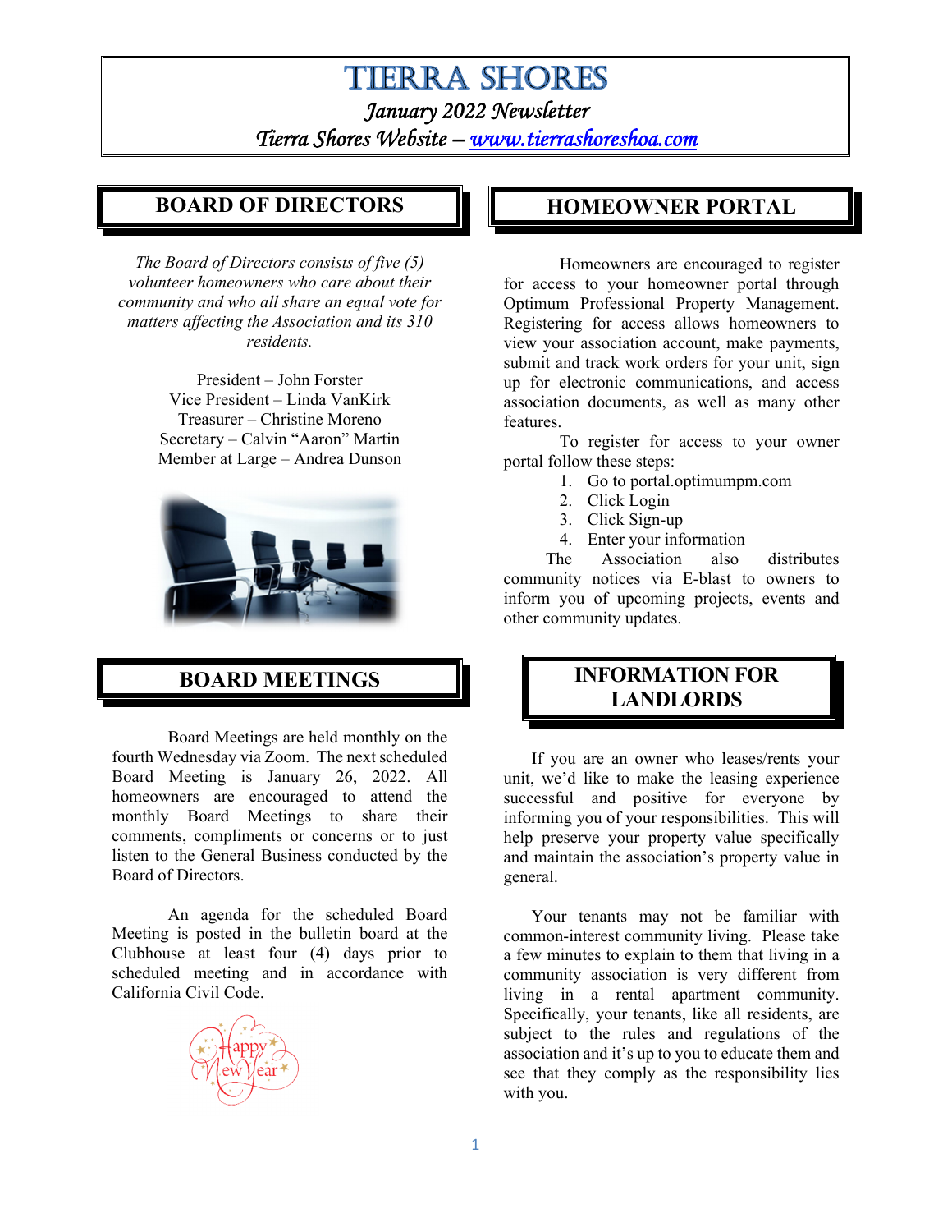# TIERRA SHORES

*January 2022 Newsletter*

*Tierra Shores Website – www.tierrashoreshoa.com*

## BOARD OF DIRECTORS

*The Board of Directors consists of five (5) volunteer homeowners who care about their community and who all share an equal vote for matters affecting the Association and its 310 residents.*

President – John Forster
Vice President – Linda VanKirk
Treasurer – Christine Moreno
Secretary – Calvin "Aaron" Martin
Member at Large – Andrea Dunson

## BOARD MEETINGS

Board Meetings are held monthly on the fourth Wednesday via Zoom. The next scheduled Board Meeting is January 26, 2022. All homeowners are encouraged to attend the monthly Board Meetings to share their comments, compliments or concerns or to just listen to the General Business conducted by the Board of Directors.

An agenda for the scheduled Board Meeting is posted in the bulletin board at the Clubhouse at least four (4) days prior to scheduled meeting and in accordance with California Civil Code.

## HOMEOWNER PORTAL

Homeowners are encouraged to register for access to your homeowner portal through Optimum Professional Property Management. Registering for access allows homeowners to view your association account, make payments, submit and track work orders for your unit, sign up for electronic communications, and access association documents, as well as many other features.

To register for access to your owner portal follow these steps:

1. Go to portal.optimumpm.com
2. Click Login
3. Click Sign-up
4. Enter your information

The Association also distributes community notices via E-blast to owners to inform you of upcoming projects, events and other community updates.

## INFORMATION FOR LANDLORDS

If you are an owner who leases/rents your unit, we'd like to make the leasing experience successful and positive for everyone by informing you of your responsibilities. This will help preserve your property value specifically and maintain the association's property value in general.

Your tenants may not be familiar with common-interest community living. Please take a few minutes to explain to them that living in a community association is very different from living in a rental apartment community. Specifically, your tenants, like all residents, are subject to the rules and regulations of the association and it's up to you to educate them and see that they comply as the responsibility lies with you.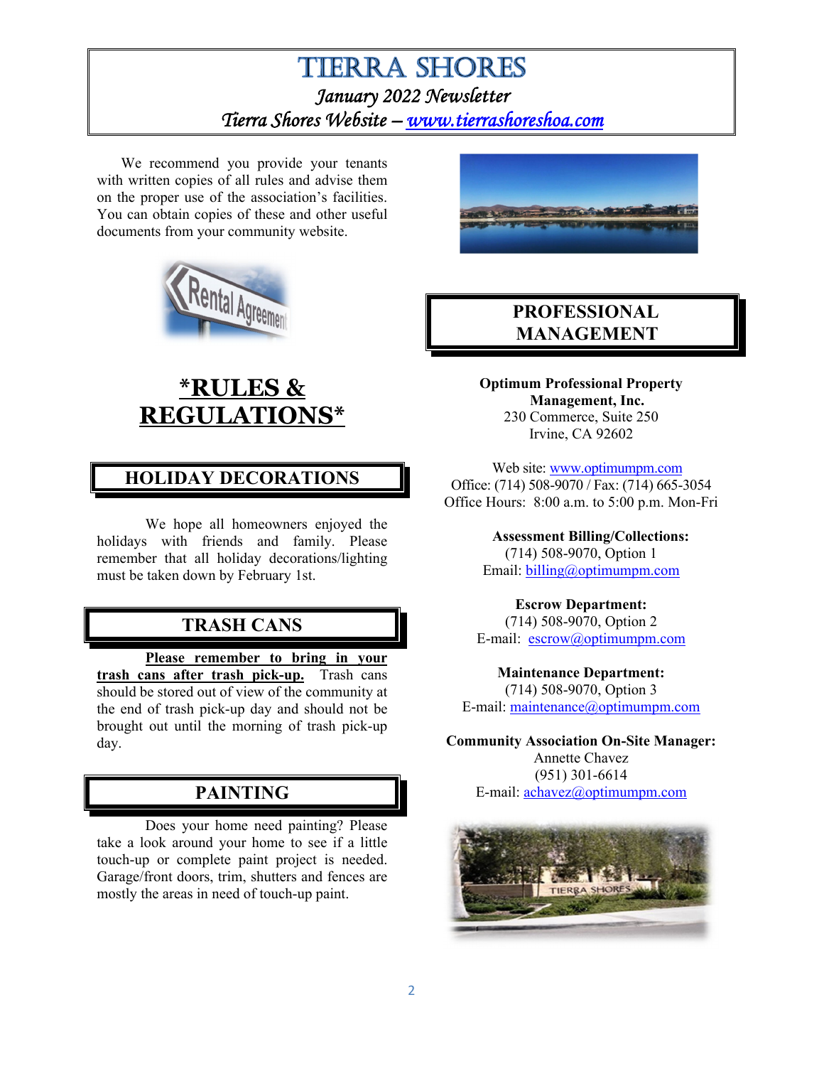# TIERRA SHORES

*January 2022 Newsletter*

*Tierra Shores Website – [www.tierrashoreshoa.com](http://www.tierrashoreshoa.com)*

We recommend you provide your tenants with written copies of all rules and advise them on the proper use of the association's facilities. You can obtain copies of these and other useful documents from your community website.

## *RULES & REGULATIONS*

### HOLIDAY DECORATIONS

We hope all homeowners enjoyed the holidays with friends and family. Please remember that all holiday decorations/lighting must be taken down by February 1st.

### TRASH CANS

**Please remember to bring in your trash cans after trash pick-up.** Trash cans should be stored out of view of the community at the end of trash pick-up day and should not be brought out until the morning of trash pick-up day.

### PAINTING

Does your home need painting? Please take a look around your home to see if a little touch-up or complete paint project is needed. Garage/front doors, trim, shutters and fences are mostly the areas in need of touch-up paint.

### PROFESSIONAL MANAGEMENT

**Optimum Professional Property Management, Inc.**
230 Commerce, Suite 250
Irvine, CA 92602

Web site: [www.optimumpm.com](http://www.optimumpm.com)
Office: (714) 508-9070 / Fax: (714) 665-3054
Office Hours: 8:00 a.m. to 5:00 p.m. Mon-Fri

**Assessment Billing/Collections:**
(714) 508-9070, Option 1
Email: billing@optimumpm.com

**Escrow Department:**
(714) 508-9070, Option 2
E-mail: escrow@optimumpm.com

**Maintenance Department:**
(714) 508-9070, Option 3
E-mail: maintenance@optimumpm.com

**Community Association On-Site Manager:**
Annette Chavez
(951) 301-6614
E-mail: achavez@optimumpm.com